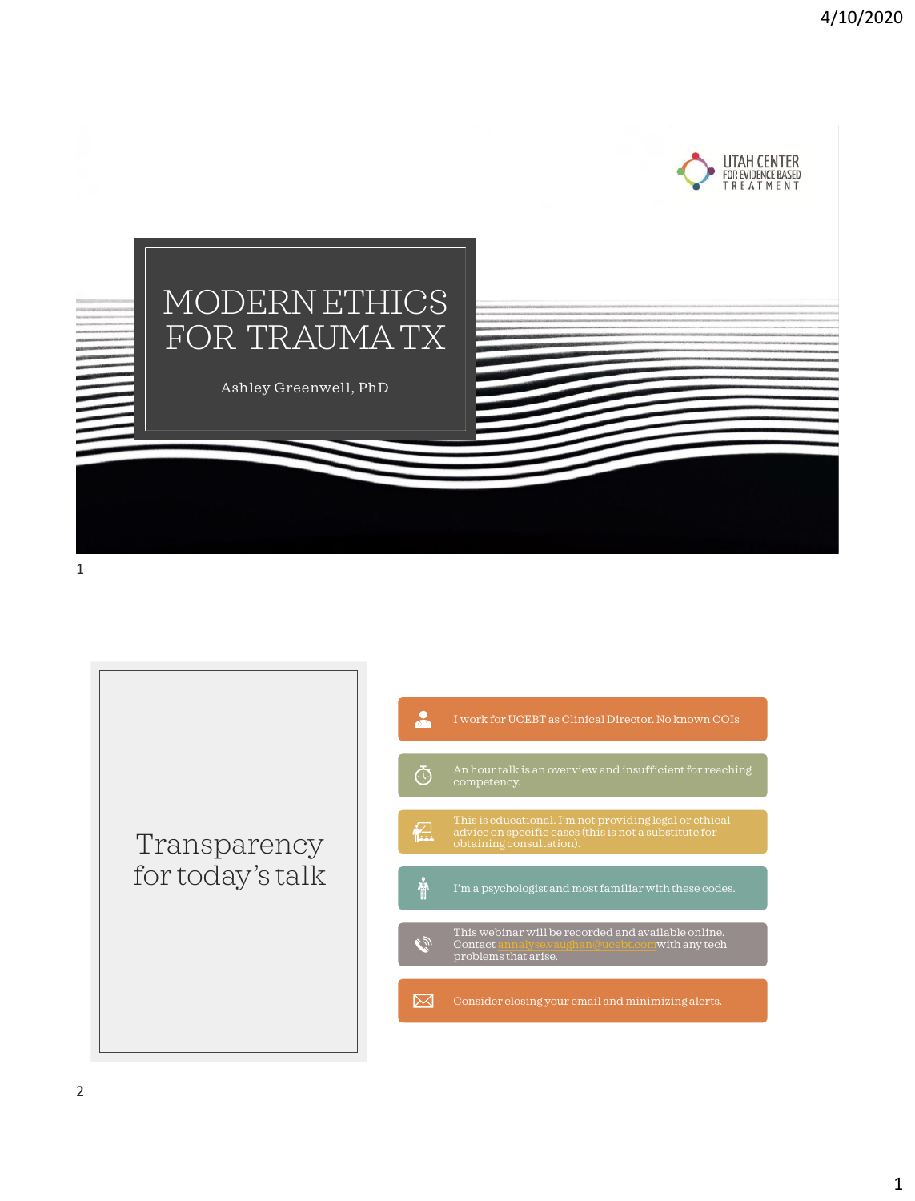# MODERN ETHICS FOR TRAUMA TX

Ashley Greenwell, PhD

UTAH CENTER FOR EVIDENCE BASED TREATMENT

## Transparency for today's talk

- I work for UCEBT as Clinical Director. No known COIs
- An hour talk is an overview and insufficient for reaching competency.
- This is educational. I'm not providing legal or ethical advice on specific cases (this is not a substitute for obtaining consultation).
- I'm a psychologist and most familiar with these codes.
- This webinar will be recorded and available online. Contact annalyse.vaughan@ucebt.com with any tech problems that arise.
- Consider closing your email and minimizing alerts.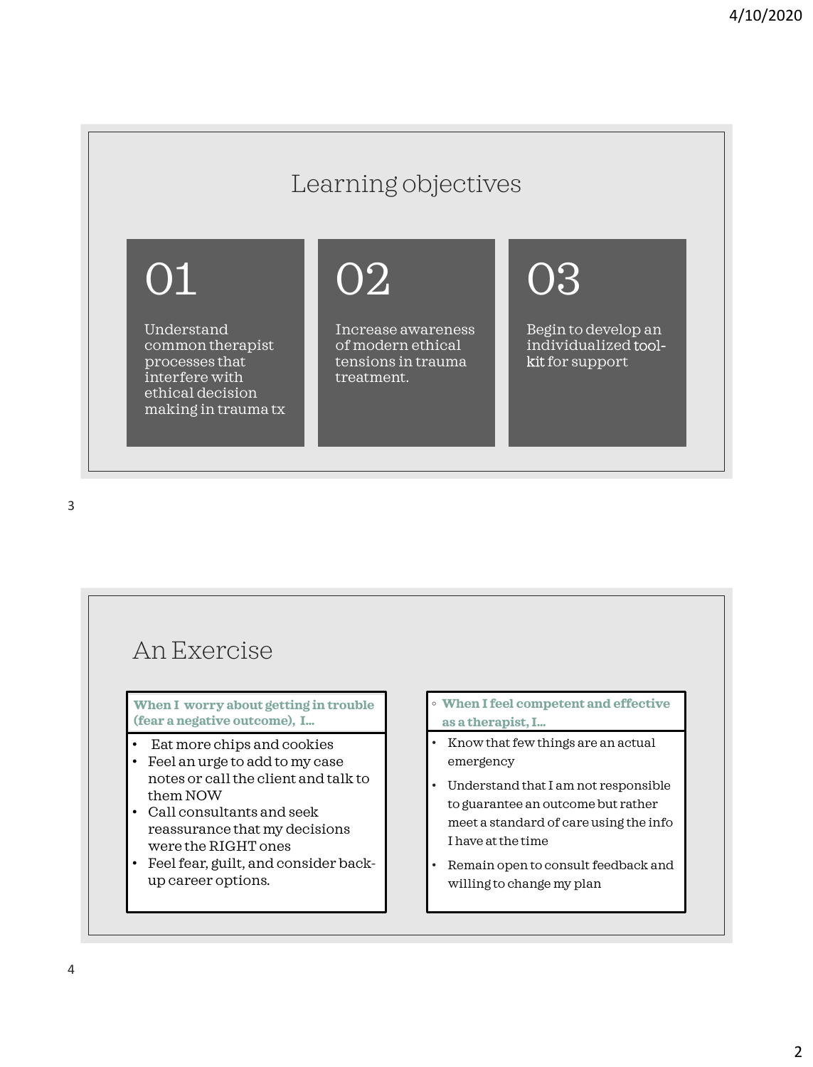## Learning objectives

**01**

Understand common therapist processes that interfere with ethical decision making in trauma tx

**02**

Increase awareness of modern ethical tensions in trauma treatment.

**03**

Begin to develop an individualized tool-kit for support

## An Exercise

**When I worry about getting in trouble (fear a negative outcome), I…**

- Eat more chips and cookies
- Feel an urge to add to my case notes or call the client and talk to them NOW
- Call consultants and seek reassurance that my decisions were the RIGHT ones
- Feel fear, guilt, and consider back-up career options.

**When I feel competent and effective as a therapist, I…**

- Know that few things are an actual emergency
- Understand that I am not responsible to guarantee an outcome but rather meet a standard of care using the info I have at the time
- Remain open to consult feedback and willing to change my plan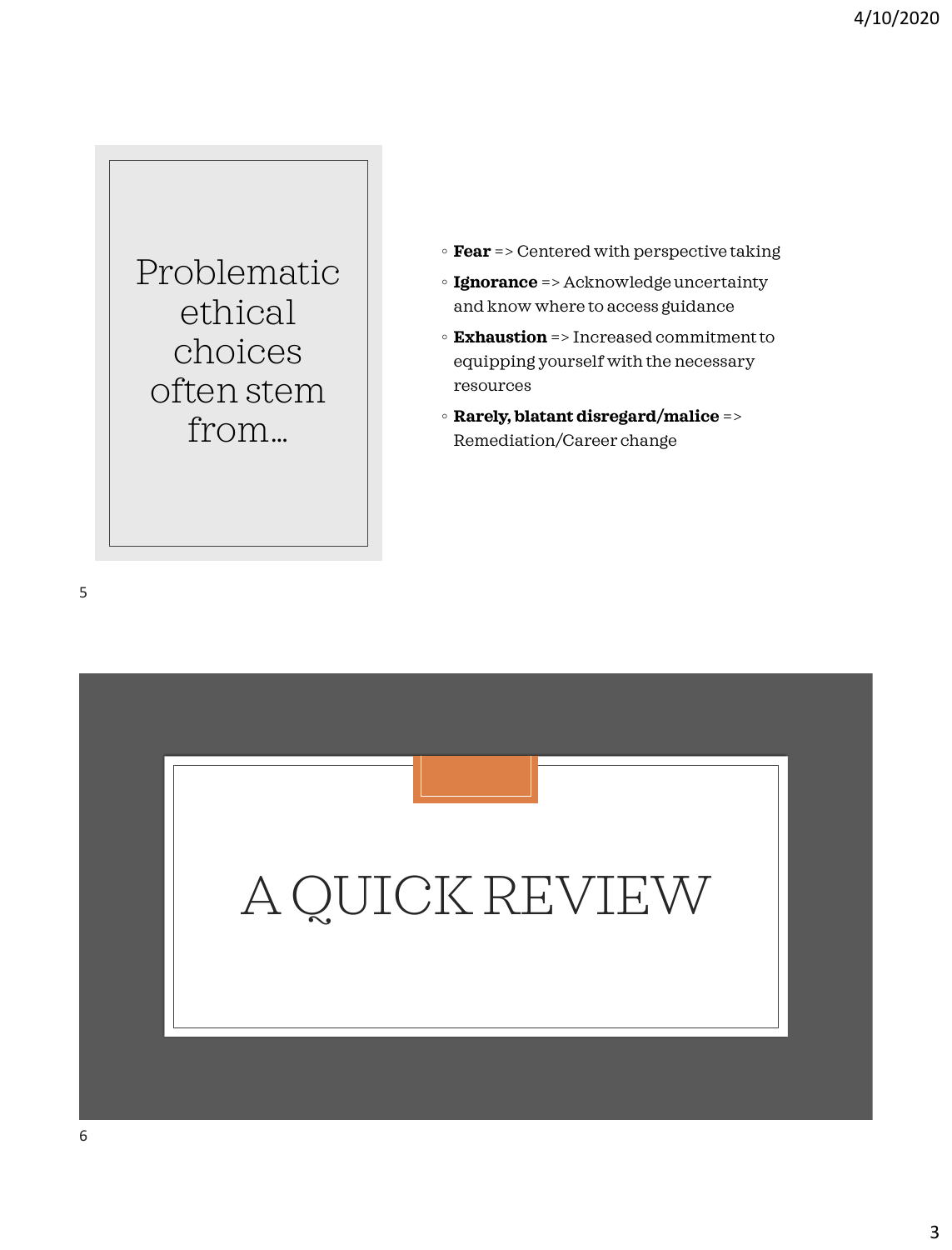## Problematic ethical choices often stem from…

- **Fear** => Centered with perspective taking
- **Ignorance** => Acknowledge uncertainty and know where to access guidance
- **Exhaustion** => Increased commitment to equipping yourself with the necessary resources
- **Rarely, blatant disregard/malice** => Remediation/Career change

# A QUICK REVIEW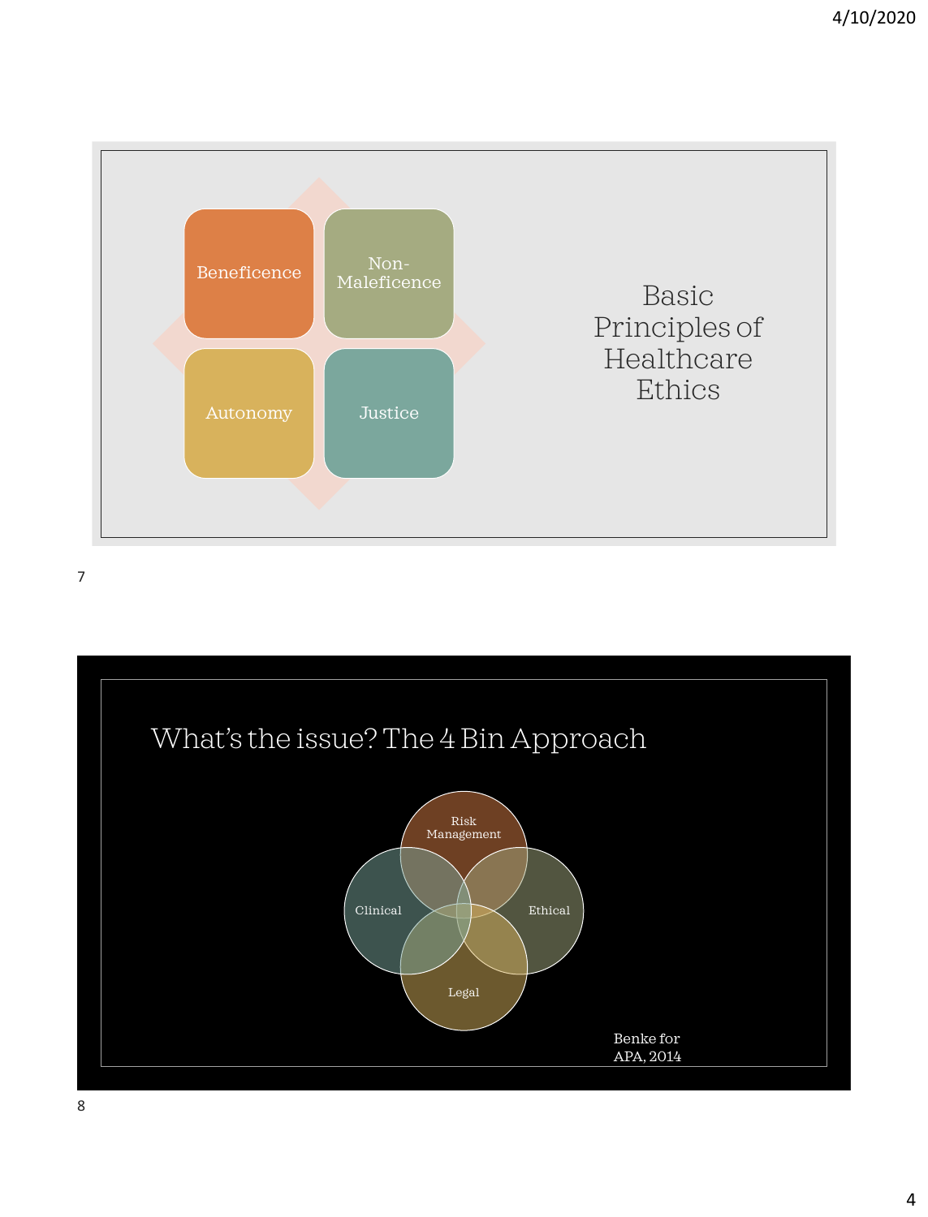## Basic Principles of Healthcare Ethics

- Beneficence
- Non-Maleficence
- Autonomy
- Justice

## What's the issue? The 4 Bin Approach

- Risk Management
- Clinical
- Ethical
- Legal

Benke for APA, 2014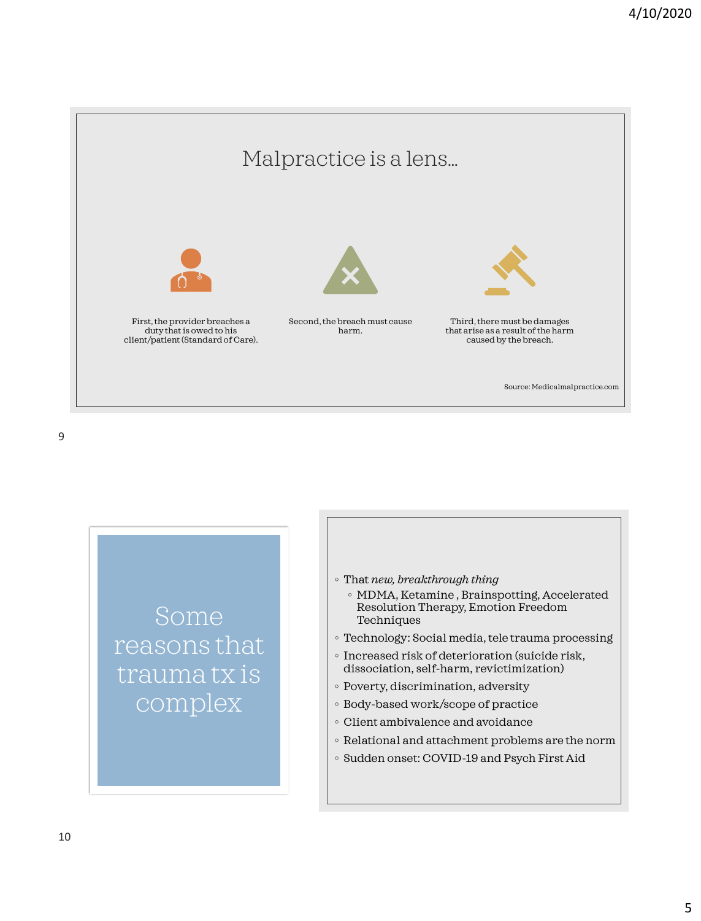# Malpractice is a lens…

First, the provider breaches a duty that is owed to his client/patient (Standard of Care).

Second, the breach must cause harm.

Third, there must be damages that arise as a result of the harm caused by the breach.

Source: Medicalmalpractice.com

# Some reasons that trauma tx is complex

- That *new, breakthrough thing*
  - MDMA, Ketamine , Brainspotting, Accelerated Resolution Therapy, Emotion Freedom Techniques
- Technology: Social media, tele trauma processing
- Increased risk of deterioration (suicide risk, dissociation, self-harm, revictimization)
- Poverty, discrimination, adversity
- Body-based work/scope of practice
- Client ambivalence and avoidance
- Relational and attachment problems are the norm
- Sudden onset: COVID-19 and Psych First Aid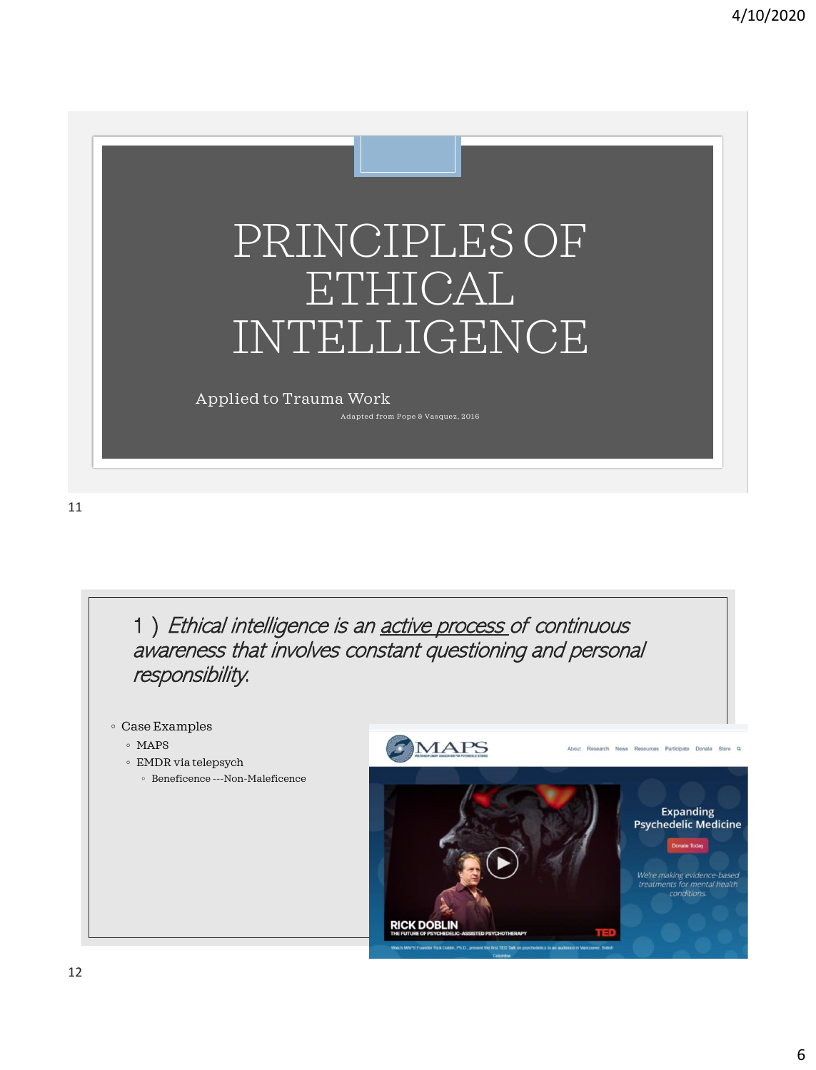# PRINCIPLES OF ETHICAL INTELLIGENCE

Applied to Trauma Work

Adapted from Pope & Vasquez, 2016

1 ) *Ethical intelligence is an active process of continuous awareness that involves constant questioning and personal responsibility.*

- Case Examples
  - MAPS
  - EMDR via telepsych
    - Beneficence ---Non-Maleficence

MAPS

About Research News Resources Participate Donate Store

RICK DOBLIN
THE FUTURE OF PSYCHEDELIC-ASSISTED PSYCHOTHERAPY

TED

Expanding Psychedelic Medicine

Donate Today

We're making evidence-based treatments for mental health conditions.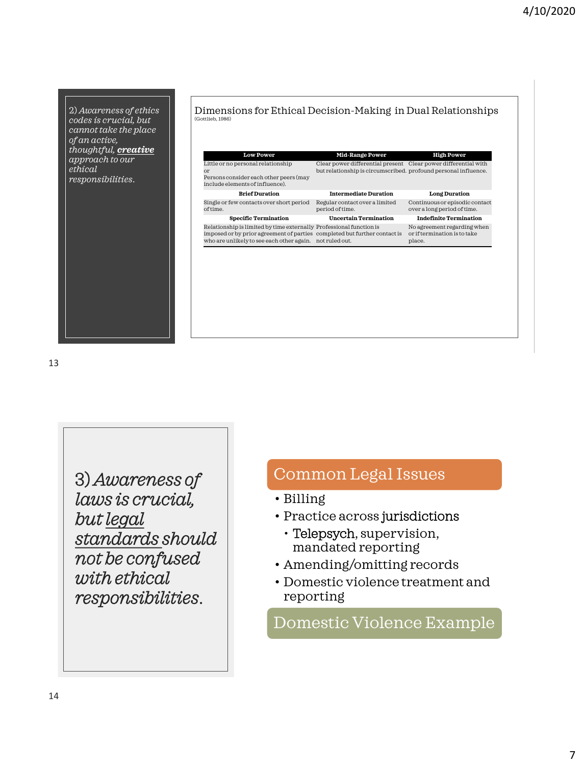2) *Awareness of ethics codes is crucial, but cannot take the place of an active, thoughtful, **creative** approach to our ethical responsibilities*.

Dimensions for Ethical Decision-Making in Dual Relationships

(Gottlieb, 1986)

| Low Power | Mid-Range Power | High Power |
|---|---|---|
| Little or no personal relationship or Persons consider each other peers (may include elements of influence). | Clear power differential present but relationship is circumscribed. | Clear power differential with profound personal influence. |
| **Brief Duration** | **Intermediate Duration** | **Long Duration** |
| Single or few contacts over short period of time. | Regular contact over a limited period of time. | Continuous or episodic contact over a long period of time. |
| **Specific Termination** | **Uncertain Termination** | **Indefinite Termination** |
| Relationship is limited by time externally imposed or by prior agreement of parties who are unlikely to see each other again. | Professional function is completed but further contact is not ruled out. | No agreement regarding when or if termination is to take place. |

3) *Awareness of laws is crucial, but legal standards should not be confused with ethical responsibilities.*

## Common Legal Issues

- Billing
- Practice across jurisdictions
  - Telepsych, supervision, mandated reporting
- Amending/omitting records
- Domestic violence treatment and reporting

## Domestic Violence Example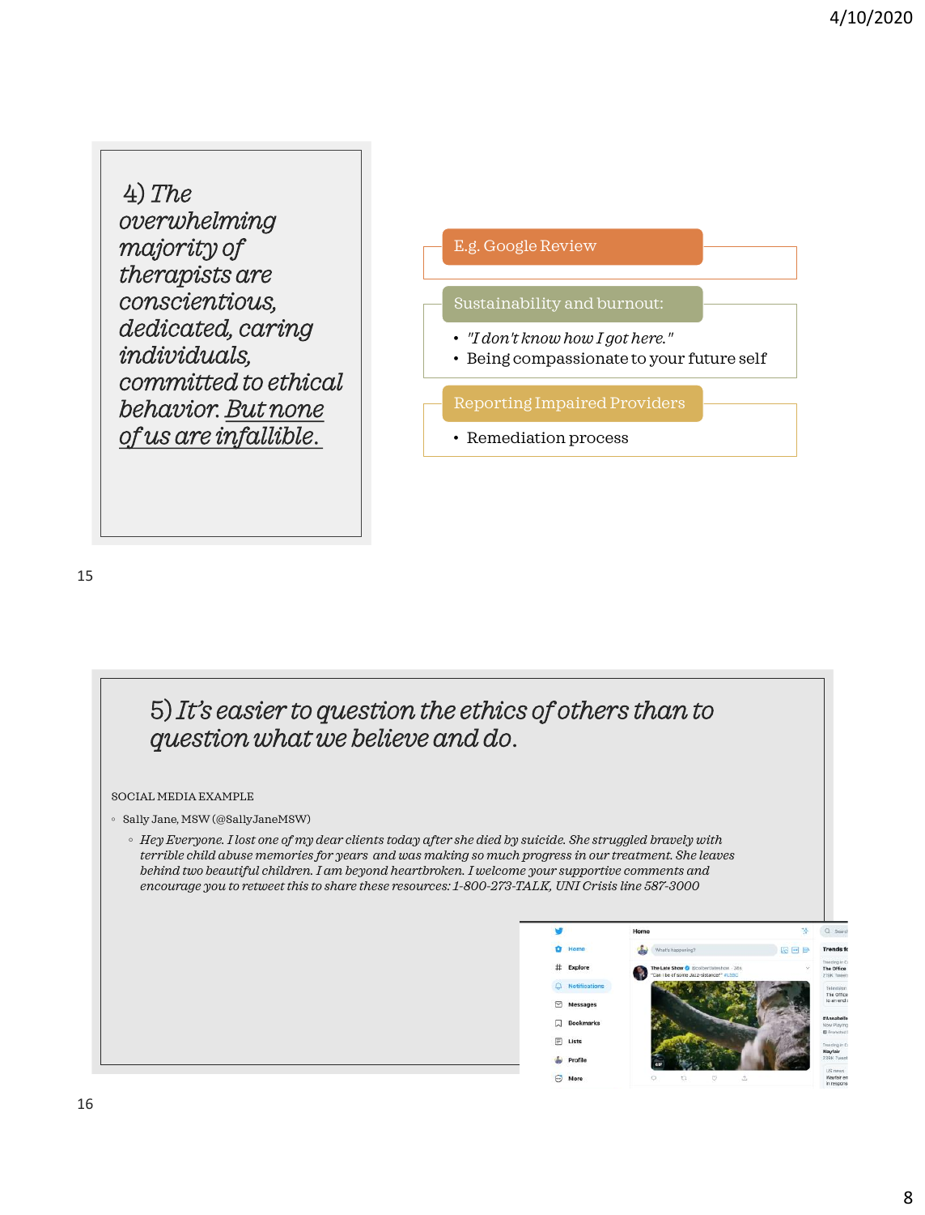## 4) *The overwhelming majority of therapists are conscientious, dedicated, caring individuals, committed to ethical behavior. But none of us are infallible.*

**E.g. Google Review**

**Sustainability and burnout:**

- *"I don't know how I got here."*
- Being compassionate to your future self

**Reporting Impaired Providers**

- Remediation process

## 5) *It's easier to question the ethics of others than to question what we believe and do.*

SOCIAL MEDIA EXAMPLE

- Sally Jane, MSW (@SallyJaneMSW)
  - *Hey Everyone. I lost one of my dear clients today after she died by suicide. She struggled bravely with terrible child abuse memories for years and was making so much progress in our treatment. She leaves behind two beautiful children. I am beyond heartbroken. I welcome your supportive comments and encourage you to retweet this to share these resources: 1-800-273-TALK, UNI Crisis line 587-3000*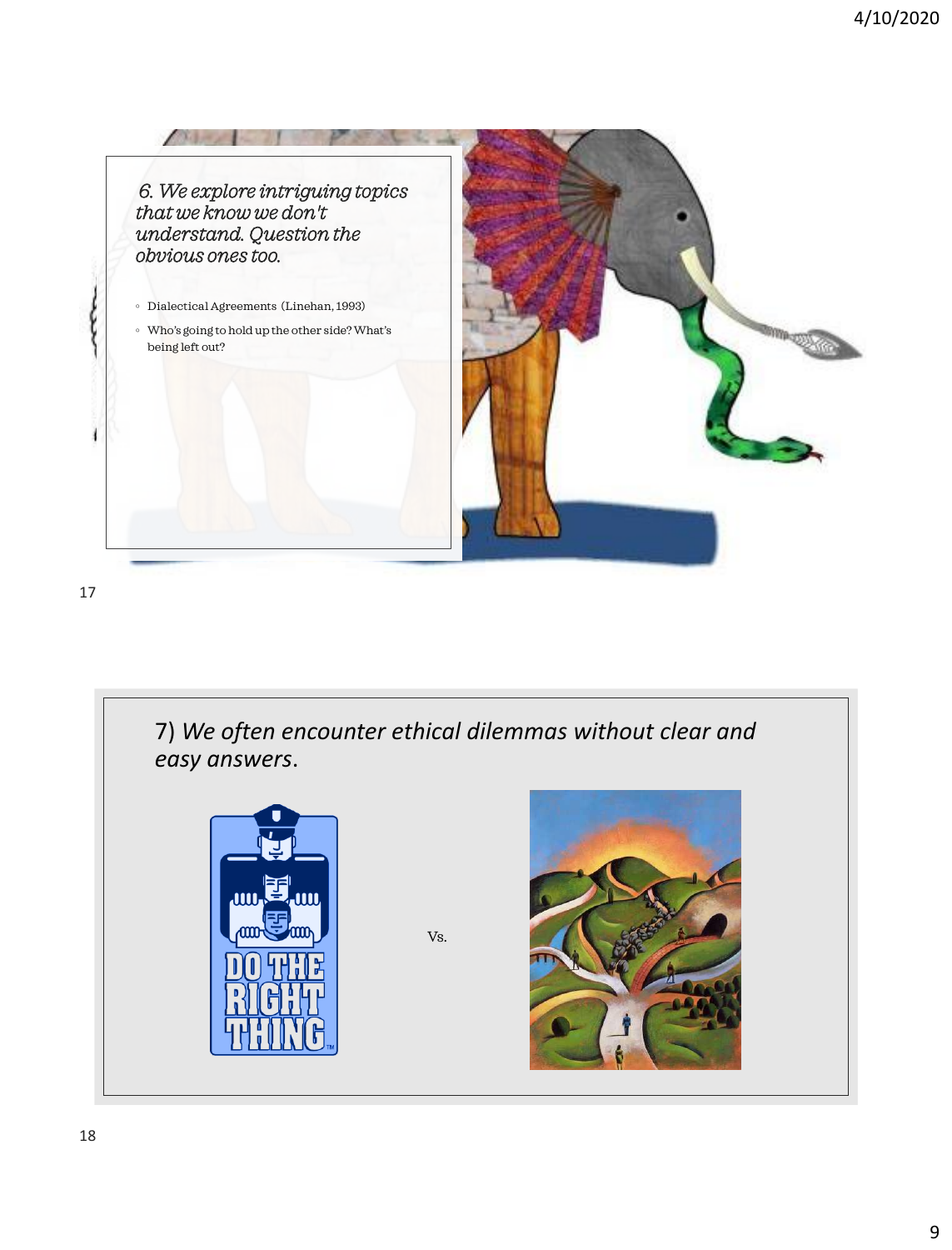*6. We explore intriguing topics that we know we don't understand. Question the obvious ones too.*

- Dialectical Agreements (Linehan, 1993)
- Who's going to hold up the other side? What's being left out?

7) *We often encounter ethical dilemmas without clear and easy answers*.

DO THE RIGHT THING

Vs.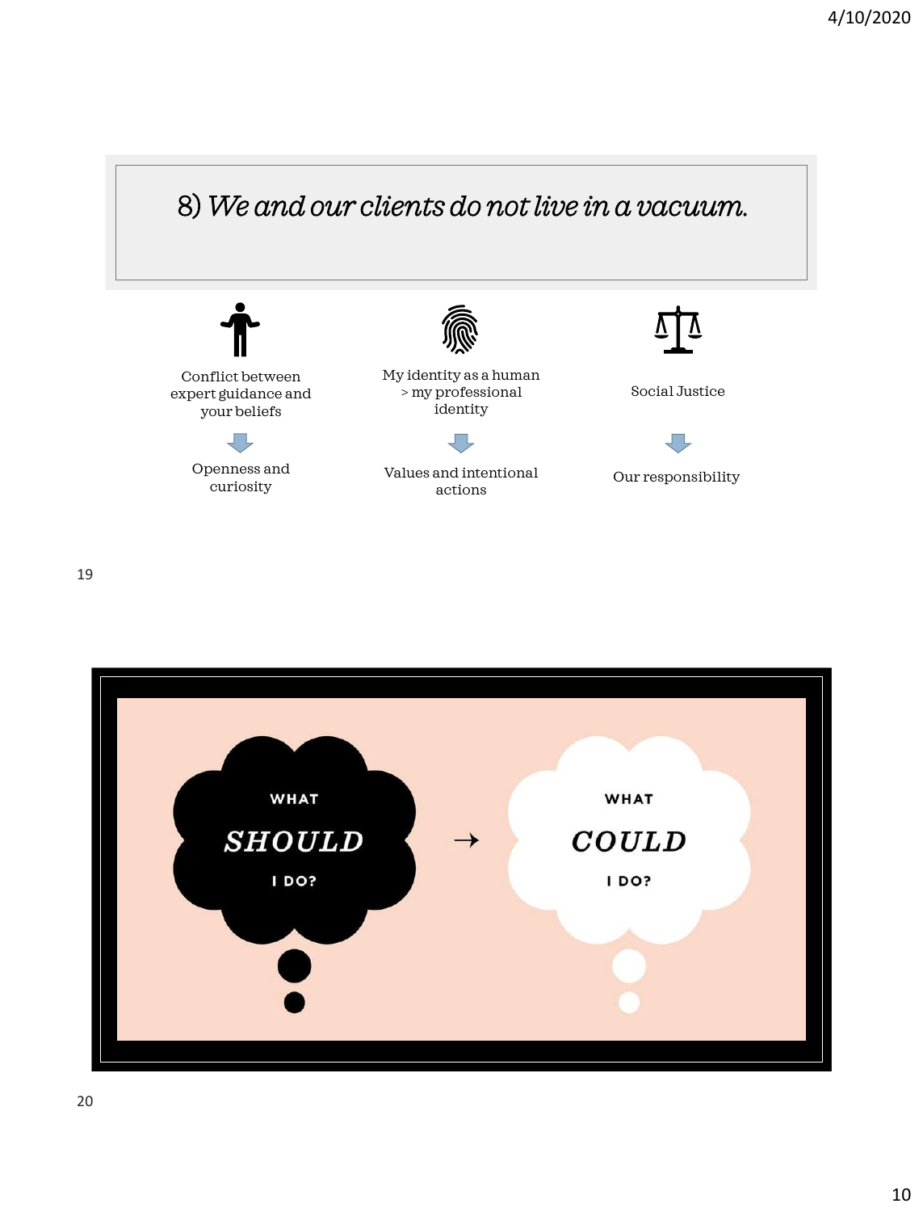## 8) *We and our clients do not live in a vacuum.*

Conflict between expert guidance and your beliefs

↓

Openness and curiosity

My identity as a human > my professional identity

↓

Values and intentional actions

Social Justice

↓

Our responsibility

WHAT *SHOULD* I DO? → WHAT *COULD* I DO?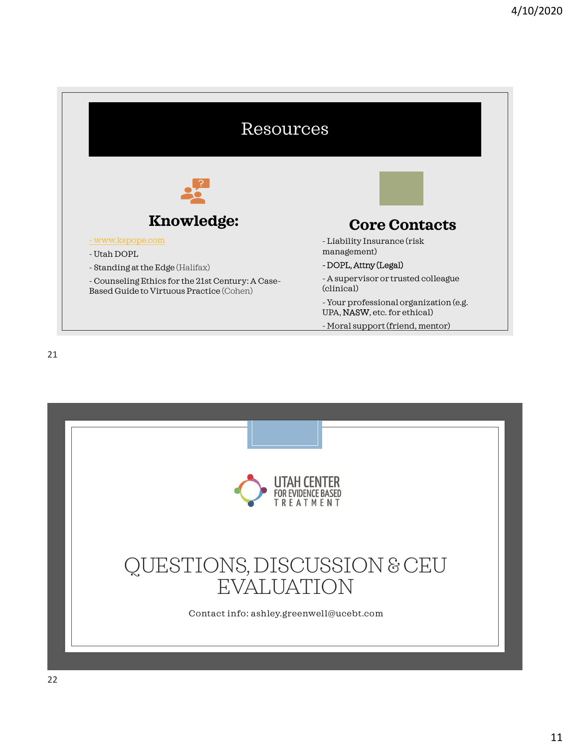# Resources

## Knowledge:

- www.kspope.com
- Utah DOPL
- Standing at the Edge (Halifax)
- Counseling Ethics for the 21st Century: A Case-Based Guide to Virtuous Practice (Cohen)

## Core Contacts

- Liability Insurance (risk management)
- DOPL, Attny (Legal)
- A supervisor or trusted colleague (clinical)
- Your professional organization (e.g. UPA, NASW, etc. for ethical)
- Moral support (friend, mentor)

UTAH CENTER FOR EVIDENCE BASED TREATMENT

# QUESTIONS, DISCUSSION & CEU EVALUATION

Contact info: ashley.greenwell@ucebt.com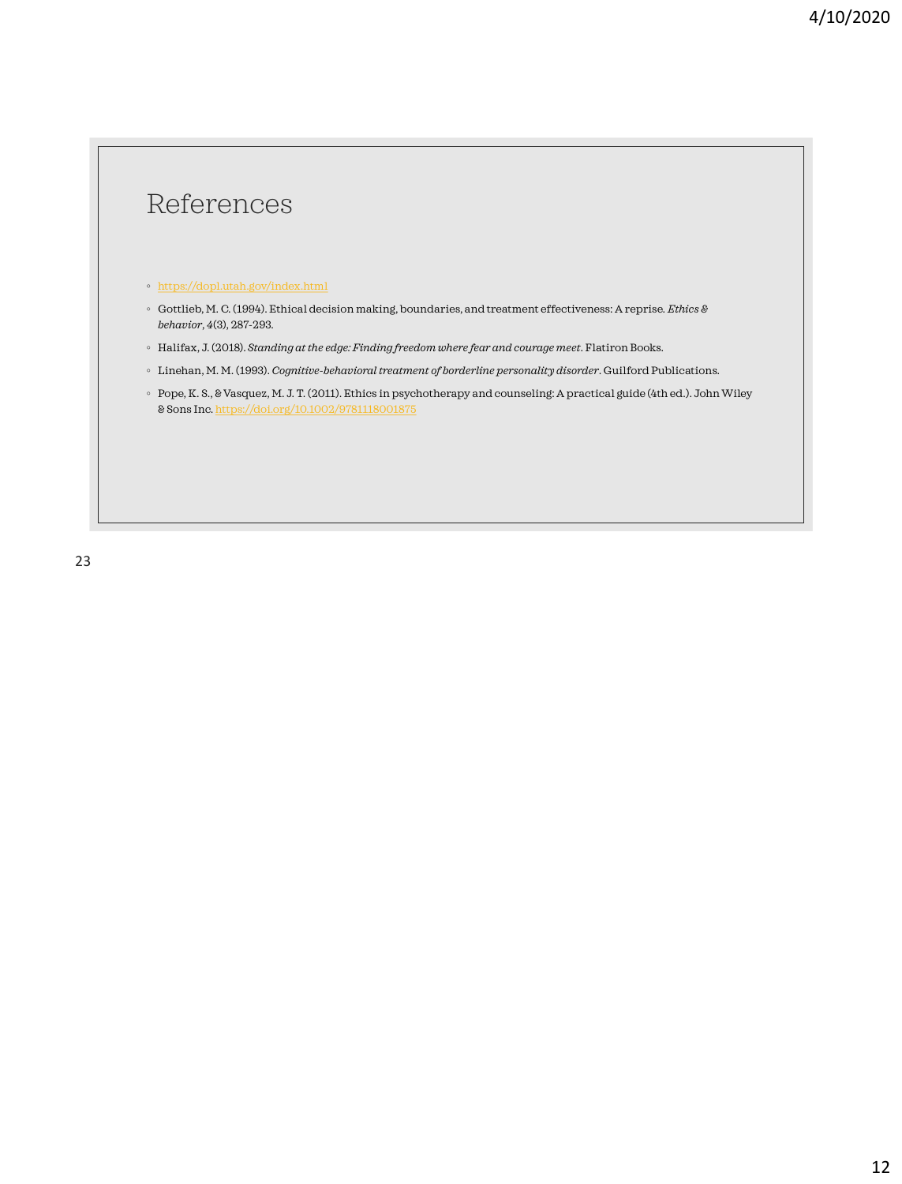# References

- https://dopl.utah.gov/index.html
- Gottlieb, M. C. (1994). Ethical decision making, boundaries, and treatment effectiveness: A reprise. *Ethics & behavior*, *4*(3), 287-293.
- Halifax, J. (2018). *Standing at the edge: Finding freedom where fear and courage meet*. Flatiron Books.
- Linehan, M. M. (1993). *Cognitive-behavioral treatment of borderline personality disorder*. Guilford Publications.
- Pope, K. S., & Vasquez, M. J. T. (2011). Ethics in psychotherapy and counseling: A practical guide (4th ed.). John Wiley & Sons Inc. https://doi.org/10.1002/9781118001875